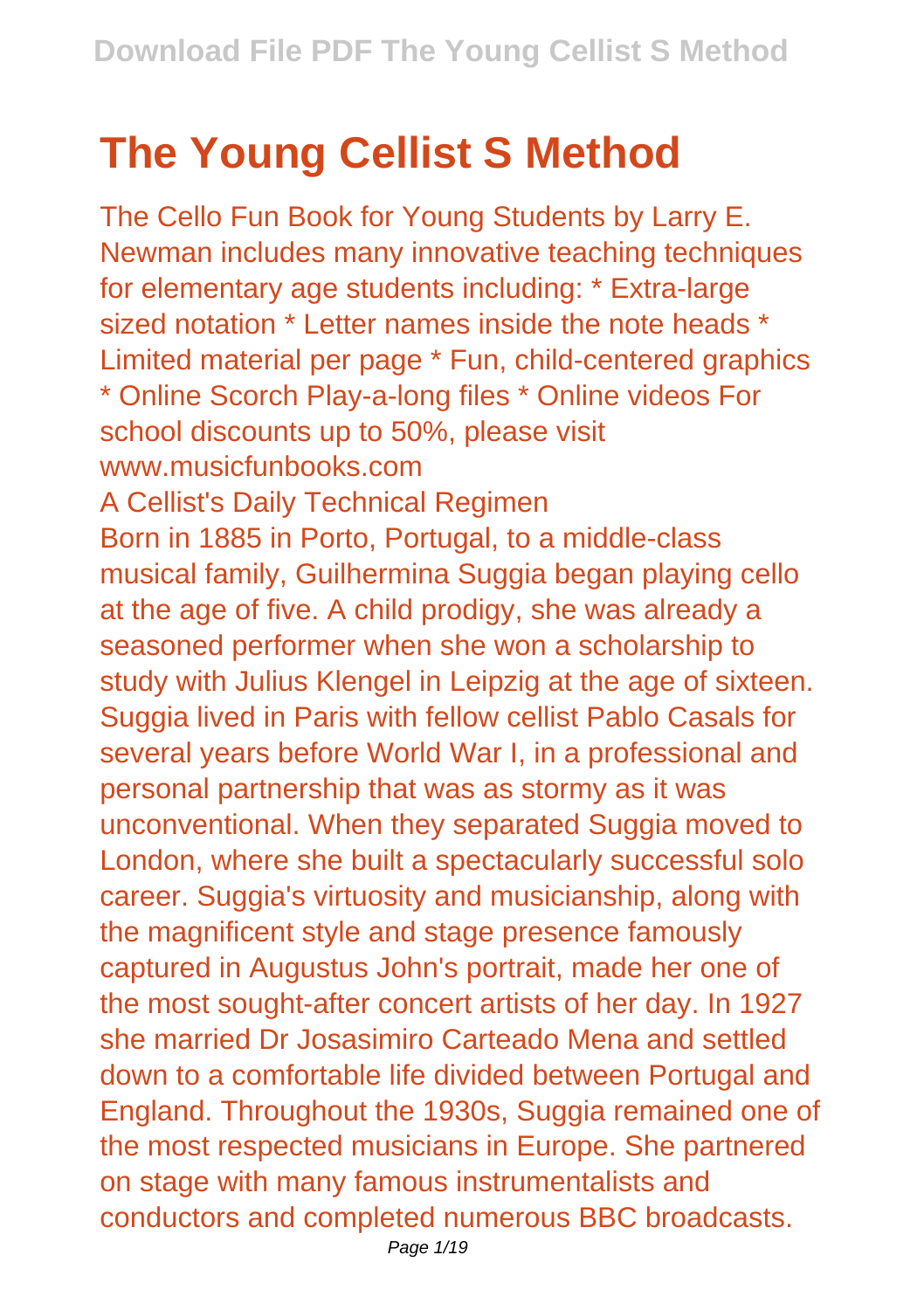# The Young Cellist S Method

The Cello Fun Book for Young Students by Larry E. Newman includes many innovative teaching techniques for elementary age students including: * Extra-large sized notation * Letter names inside the note heads * Limited material per page * Fun, child-centered graphics * Online Scorch Play-a-long files * Online videos For school discounts up to 50%, please visit www.musicfunbooks.com

A Cellist's Daily Technical Regimen

Born in 1885 in Porto, Portugal, to a middle-class musical family, Guilhermina Suggia began playing cello at the age of five. A child prodigy, she was already a seasoned performer when she won a scholarship to study with Julius Klengel in Leipzig at the age of sixteen. Suggia lived in Paris with fellow cellist Pablo Casals for several years before World War I, in a professional and personal partnership that was as stormy as it was unconventional. When they separated Suggia moved to London, where she built a spectacularly successful solo career. Suggia's virtuosity and musicianship, along with the magnificent style and stage presence famously captured in Augustus John's portrait, made her one of the most sought-after concert artists of her day. In 1927 she married Dr Josasimiro Carteado Mena and settled down to a comfortable life divided between Portugal and England. Throughout the 1930s, Suggia remained one of the most respected musicians in Europe. She partnered on stage with many famous instrumentalists and conductors and completed numerous BBC broadcasts.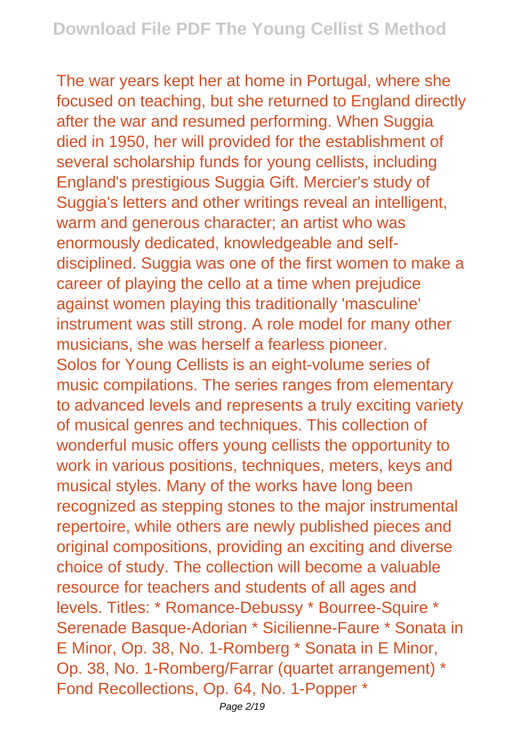The war years kept her at home in Portugal, where she focused on teaching, but she returned to England directly after the war and resumed performing. When Suggia died in 1950, her will provided for the establishment of several scholarship funds for young cellists, including England's prestigious Suggia Gift. Mercier's study of Suggia's letters and other writings reveal an intelligent, warm and generous character; an artist who was enormously dedicated, knowledgeable and self-disciplined. Suggia was one of the first women to make a career of playing the cello at a time when prejudice against women playing this traditionally 'masculine' instrument was still strong. A role model for many other musicians, she was herself a fearless pioneer.

Solos for Young Cellists is an eight-volume series of music compilations. The series ranges from elementary to advanced levels and represents a truly exciting variety of musical genres and techniques. This collection of wonderful music offers young cellists the opportunity to work in various positions, techniques, meters, keys and musical styles. Many of the works have long been recognized as stepping stones to the major instrumental repertoire, while others are newly published pieces and original compositions, providing an exciting and diverse choice of study. The collection will become a valuable resource for teachers and students of all ages and levels. Titles: * Romance-Debussy * Bourree-Squire * Serenade Basque-Adorian * Sicilienne-Faure * Sonata in E Minor, Op. 38, No. 1-Romberg * Sonata in E Minor, Op. 38, No. 1-Romberg/Farrar (quartet arrangement) * Fond Recollections, Op. 64, No. 1-Popper *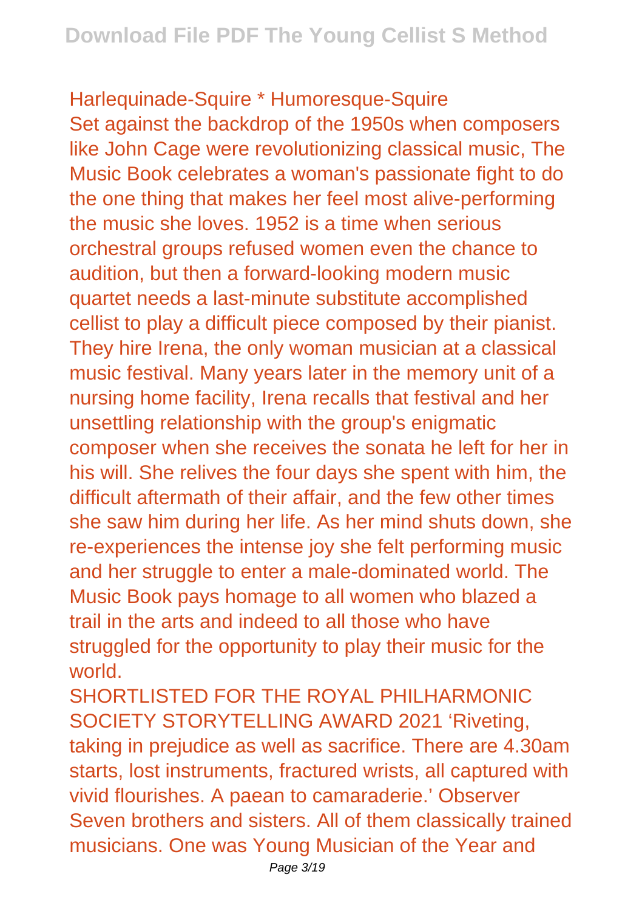Harlequinade-Squire * Humoresque-Squire

Set against the backdrop of the 1950s when composers like John Cage were revolutionizing classical music, The Music Book celebrates a woman's passionate fight to do the one thing that makes her feel most alive-performing the music she loves. 1952 is a time when serious orchestral groups refused women even the chance to audition, but then a forward-looking modern music quartet needs a last-minute substitute accomplished cellist to play a difficult piece composed by their pianist. They hire Irena, the only woman musician at a classical music festival. Many years later in the memory unit of a nursing home facility, Irena recalls that festival and her unsettling relationship with the group's enigmatic composer when she receives the sonata he left for her in his will. She relives the four days she spent with him, the difficult aftermath of their affair, and the few other times she saw him during her life. As her mind shuts down, she re-experiences the intense joy she felt performing music and her struggle to enter a male-dominated world. The Music Book pays homage to all women who blazed a trail in the arts and indeed to all those who have struggled for the opportunity to play their music for the world.

SHORTLISTED FOR THE ROYAL PHILHARMONIC SOCIETY STORYTELLING AWARD 2021 'Riveting, taking in prejudice as well as sacrifice. There are 4.30am starts, lost instruments, fractured wrists, all captured with vivid flourishes. A paean to camaraderie.' Observer Seven brothers and sisters. All of them classically trained musicians. One was Young Musician of the Year and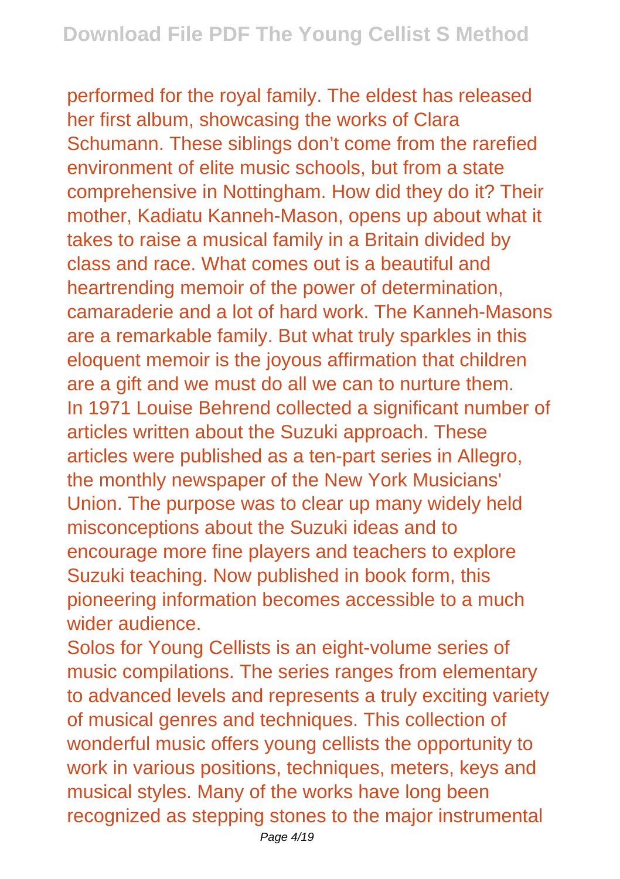performed for the royal family. The eldest has released her first album, showcasing the works of Clara Schumann. These siblings don't come from the rarefied environment of elite music schools, but from a state comprehensive in Nottingham. How did they do it? Their mother, Kadiatu Kanneh-Mason, opens up about what it takes to raise a musical family in a Britain divided by class and race. What comes out is a beautiful and heartrending memoir of the power of determination, camaraderie and a lot of hard work. The Kanneh-Masons are a remarkable family. But what truly sparkles in this eloquent memoir is the joyous affirmation that children are a gift and we must do all we can to nurture them.
In 1971 Louise Behrend collected a significant number of articles written about the Suzuki approach. These articles were published as a ten-part series in Allegro, the monthly newspaper of the New York Musicians' Union. The purpose was to clear up many widely held misconceptions about the Suzuki ideas and to encourage more fine players and teachers to explore Suzuki teaching. Now published in book form, this pioneering information becomes accessible to a much wider audience.
Solos for Young Cellists is an eight-volume series of music compilations. The series ranges from elementary to advanced levels and represents a truly exciting variety of musical genres and techniques. This collection of wonderful music offers young cellists the opportunity to work in various positions, techniques, meters, keys and musical styles. Many of the works have long been recognized as stepping stones to the major instrumental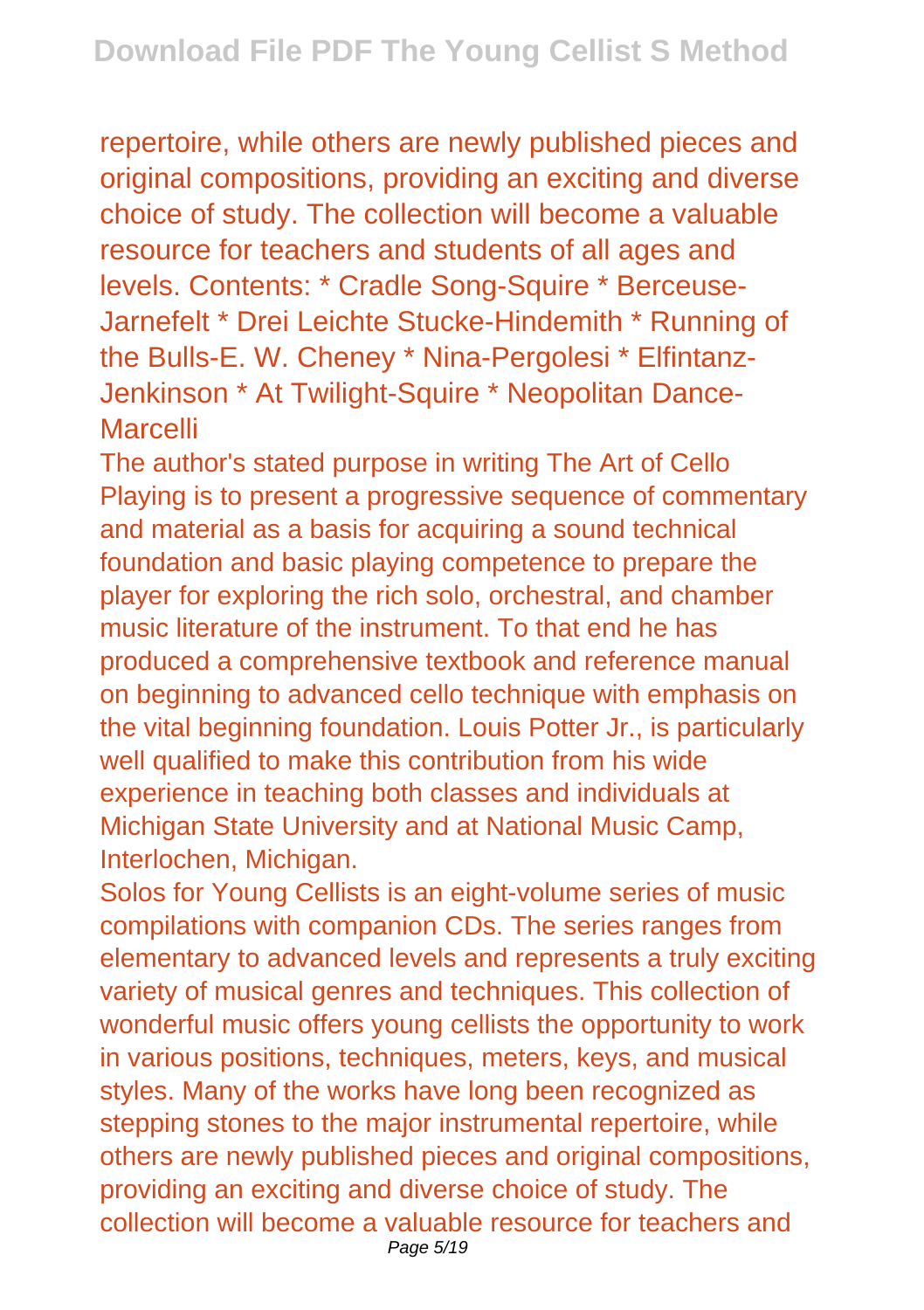repertoire, while others are newly published pieces and original compositions, providing an exciting and diverse choice of study. The collection will become a valuable resource for teachers and students of all ages and levels. Contents: * Cradle Song-Squire * Berceuse-Jarnefelt * Drei Leichte Stucke-Hindemith * Running of the Bulls-E. W. Cheney * Nina-Pergolesi * Elfintanz-Jenkinson * At Twilight-Squire * Neopolitan Dance-Marcelli

The author's stated purpose in writing The Art of Cello Playing is to present a progressive sequence of commentary and material as a basis for acquiring a sound technical foundation and basic playing competence to prepare the player for exploring the rich solo, orchestral, and chamber music literature of the instrument. To that end he has produced a comprehensive textbook and reference manual on beginning to advanced cello technique with emphasis on the vital beginning foundation. Louis Potter Jr., is particularly well qualified to make this contribution from his wide experience in teaching both classes and individuals at Michigan State University and at National Music Camp, Interlochen, Michigan.

Solos for Young Cellists is an eight-volume series of music compilations with companion CDs. The series ranges from elementary to advanced levels and represents a truly exciting variety of musical genres and techniques. This collection of wonderful music offers young cellists the opportunity to work in various positions, techniques, meters, keys, and musical styles. Many of the works have long been recognized as stepping stones to the major instrumental repertoire, while others are newly published pieces and original compositions, providing an exciting and diverse choice of study. The collection will become a valuable resource for teachers and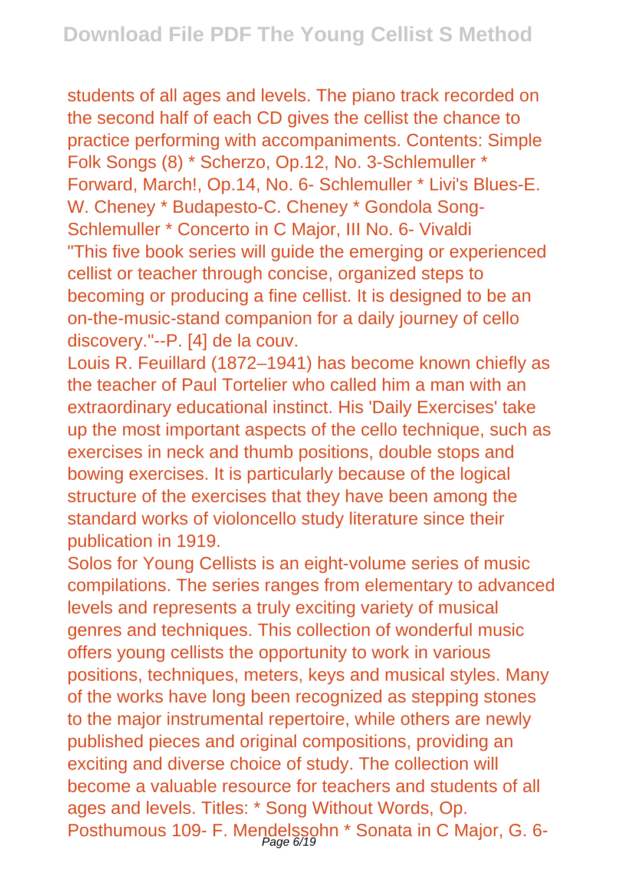students of all ages and levels. The piano track recorded on the second half of each CD gives the cellist the chance to practice performing with accompaniments. Contents: Simple Folk Songs (8) * Scherzo, Op.12, No. 3-Schlemuller * Forward, March!, Op.14, No. 6- Schlemuller * Livi's Blues-E. W. Cheney * Budapesto-C. Cheney * Gondola Song-Schlemuller * Concerto in C Major, III No. 6- Vivaldi

"This five book series will guide the emerging or experienced cellist or teacher through concise, organized steps to becoming or producing a fine cellist. It is designed to be an on-the-music-stand companion for a daily journey of cello discovery."--P. [4] de la couv.

Louis R. Feuillard (1872–1941) has become known chiefly as the teacher of Paul Tortelier who called him a man with an extraordinary educational instinct. His 'Daily Exercises' take up the most important aspects of the cello technique, such as exercises in neck and thumb positions, double stops and bowing exercises. It is particularly because of the logical structure of the exercises that they have been among the standard works of violoncello study literature since their publication in 1919.

Solos for Young Cellists is an eight-volume series of music compilations. The series ranges from elementary to advanced levels and represents a truly exciting variety of musical genres and techniques. This collection of wonderful music offers young cellists the opportunity to work in various positions, techniques, meters, keys and musical styles. Many of the works have long been recognized as stepping stones to the major instrumental repertoire, while others are newly published pieces and original compositions, providing an exciting and diverse choice of study. The collection will become a valuable resource for teachers and students of all ages and levels. Titles: * Song Without Words, Op. Posthumous 109- F. Mendelssohn * Sonata in C Major, G. 6-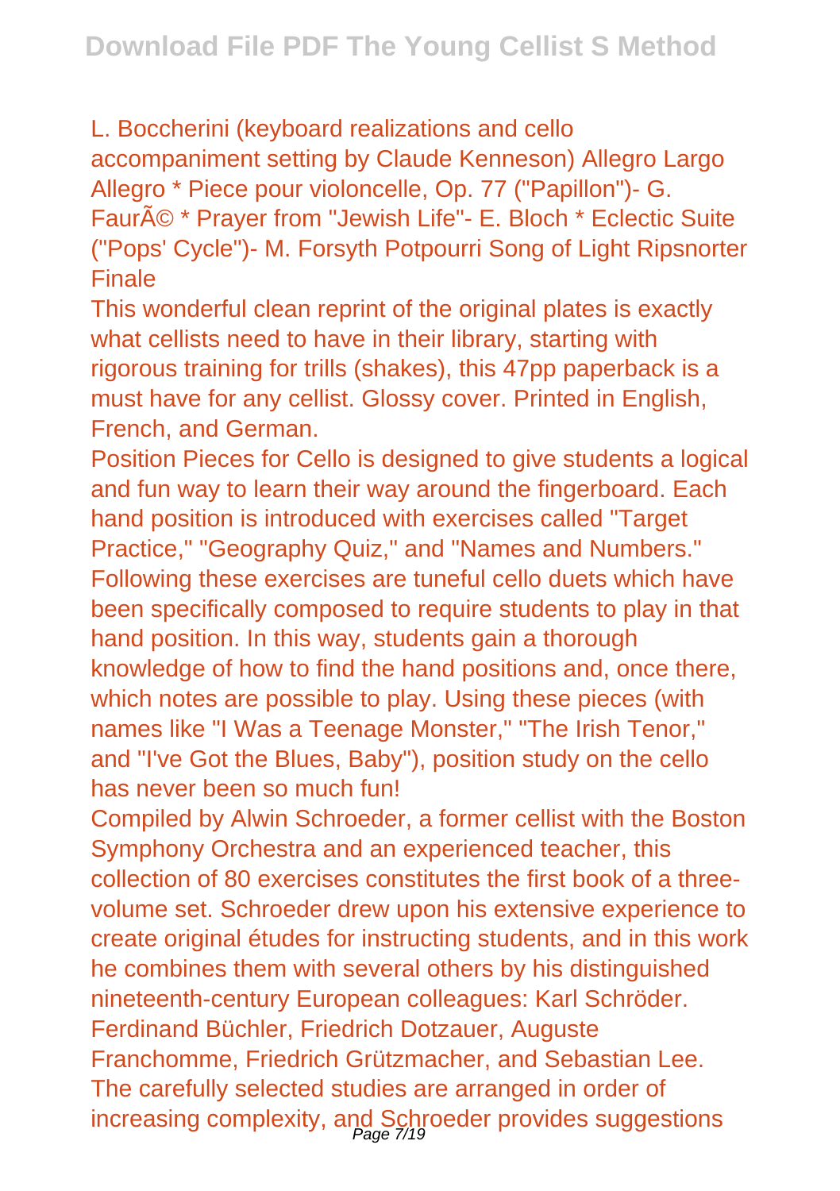L. Boccherini (keyboard realizations and cello accompaniment setting by Claude Kenneson) Allegro Largo Allegro * Piece pour violoncelle, Op. 77 ("Papillon")- G. FaurÃ© * Prayer from "Jewish Life"- E. Bloch * Eclectic Suite ("Pops' Cycle")- M. Forsyth Potpourri Song of Light Ripsnorter Finale

This wonderful clean reprint of the original plates is exactly what cellists need to have in their library, starting with rigorous training for trills (shakes), this 47pp paperback is a must have for any cellist. Glossy cover. Printed in English, French, and German.

Position Pieces for Cello is designed to give students a logical and fun way to learn their way around the fingerboard. Each hand position is introduced with exercises called "Target Practice," "Geography Quiz," and "Names and Numbers." Following these exercises are tuneful cello duets which have been specifically composed to require students to play in that hand position. In this way, students gain a thorough knowledge of how to find the hand positions and, once there, which notes are possible to play. Using these pieces (with names like "I Was a Teenage Monster," "The Irish Tenor," and "I've Got the Blues, Baby"), position study on the cello has never been so much fun!

Compiled by Alwin Schroeder, a former cellist with the Boston Symphony Orchestra and an experienced teacher, this collection of 80 exercises constitutes the first book of a three-volume set. Schroeder drew upon his extensive experience to create original études for instructing students, and in this work he combines them with several others by his distinguished nineteenth-century European colleagues: Karl Schröder. Ferdinand Büchler, Friedrich Dotzauer, Auguste Franchomme, Friedrich Grützmacher, and Sebastian Lee. The carefully selected studies are arranged in order of increasing complexity, and Schroeder provides suggestions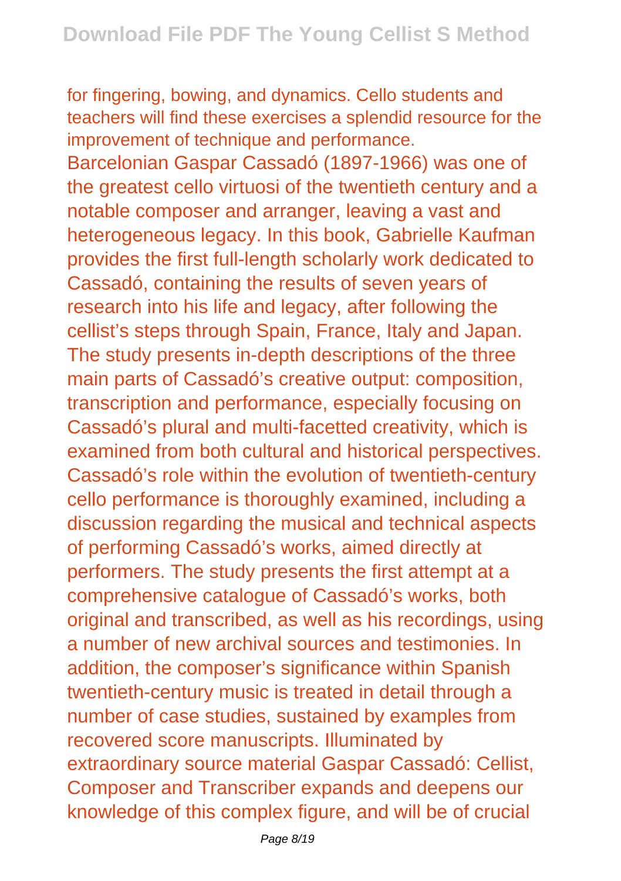for fingering, bowing, and dynamics. Cello students and teachers will find these exercises a splendid resource for the improvement of technique and performance.

Barcelonian Gaspar Cassadó (1897-1966) was one of the greatest cello virtuosi of the twentieth century and a notable composer and arranger, leaving a vast and heterogeneous legacy. In this book, Gabrielle Kaufman provides the first full-length scholarly work dedicated to Cassadó, containing the results of seven years of research into his life and legacy, after following the cellist's steps through Spain, France, Italy and Japan. The study presents in-depth descriptions of the three main parts of Cassadó's creative output: composition, transcription and performance, especially focusing on Cassadó's plural and multi-facetted creativity, which is examined from both cultural and historical perspectives. Cassadó's role within the evolution of twentieth-century cello performance is thoroughly examined, including a discussion regarding the musical and technical aspects of performing Cassadó's works, aimed directly at performers. The study presents the first attempt at a comprehensive catalogue of Cassadó's works, both original and transcribed, as well as his recordings, using a number of new archival sources and testimonies. In addition, the composer's significance within Spanish twentieth-century music is treated in detail through a number of case studies, sustained by examples from recovered score manuscripts. Illuminated by extraordinary source material Gaspar Cassadó: Cellist, Composer and Transcriber expands and deepens our knowledge of this complex figure, and will be of crucial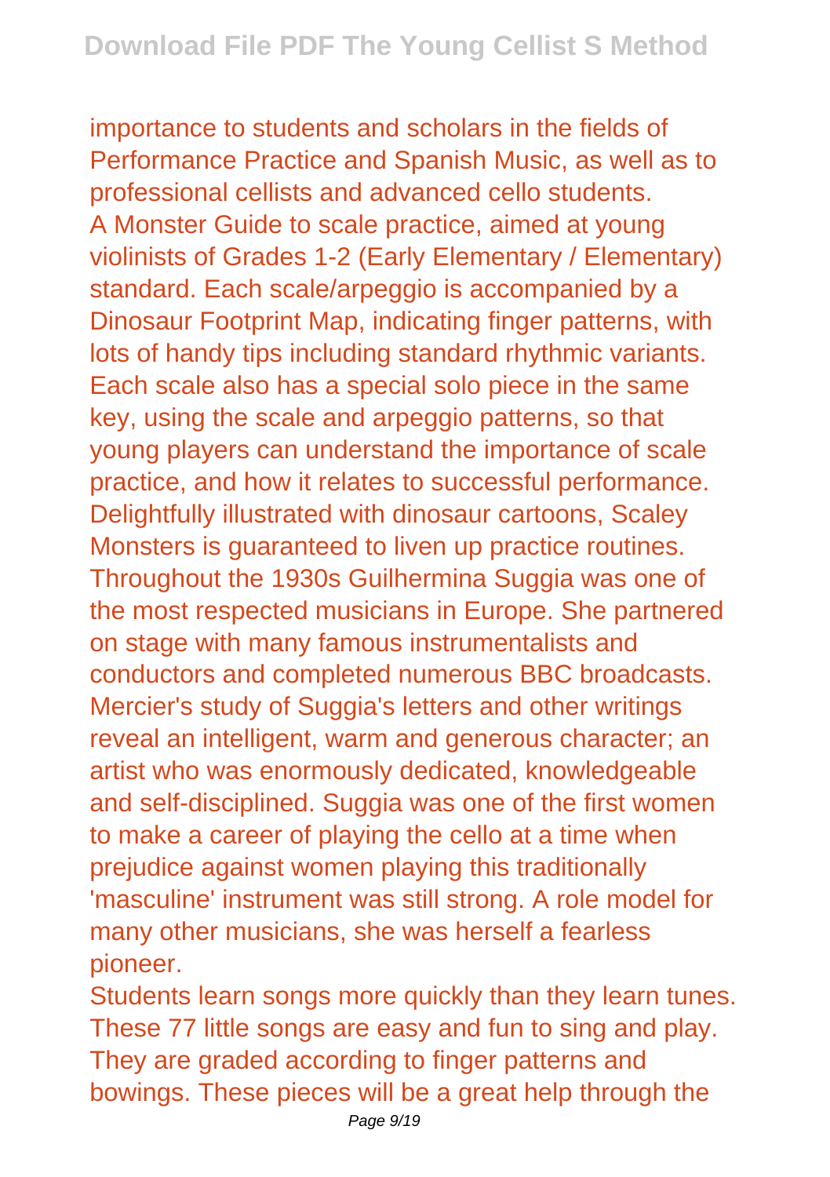importance to students and scholars in the fields of Performance Practice and Spanish Music, as well as to professional cellists and advanced cello students.

A Monster Guide to scale practice, aimed at young violinists of Grades 1-2 (Early Elementary / Elementary) standard. Each scale/arpeggio is accompanied by a Dinosaur Footprint Map, indicating finger patterns, with lots of handy tips including standard rhythmic variants. Each scale also has a special solo piece in the same key, using the scale and arpeggio patterns, so that young players can understand the importance of scale practice, and how it relates to successful performance. Delightfully illustrated with dinosaur cartoons, Scaley Monsters is guaranteed to liven up practice routines.

Throughout the 1930s Guilhermina Suggia was one of the most respected musicians in Europe. She partnered on stage with many famous instrumentalists and conductors and completed numerous BBC broadcasts. Mercier's study of Suggia's letters and other writings reveal an intelligent, warm and generous character; an artist who was enormously dedicated, knowledgeable and self-disciplined. Suggia was one of the first women to make a career of playing the cello at a time when prejudice against women playing this traditionally 'masculine' instrument was still strong. A role model for many other musicians, she was herself a fearless pioneer.

Students learn songs more quickly than they learn tunes. These 77 little songs are easy and fun to sing and play. They are graded according to finger patterns and bowings. These pieces will be a great help through the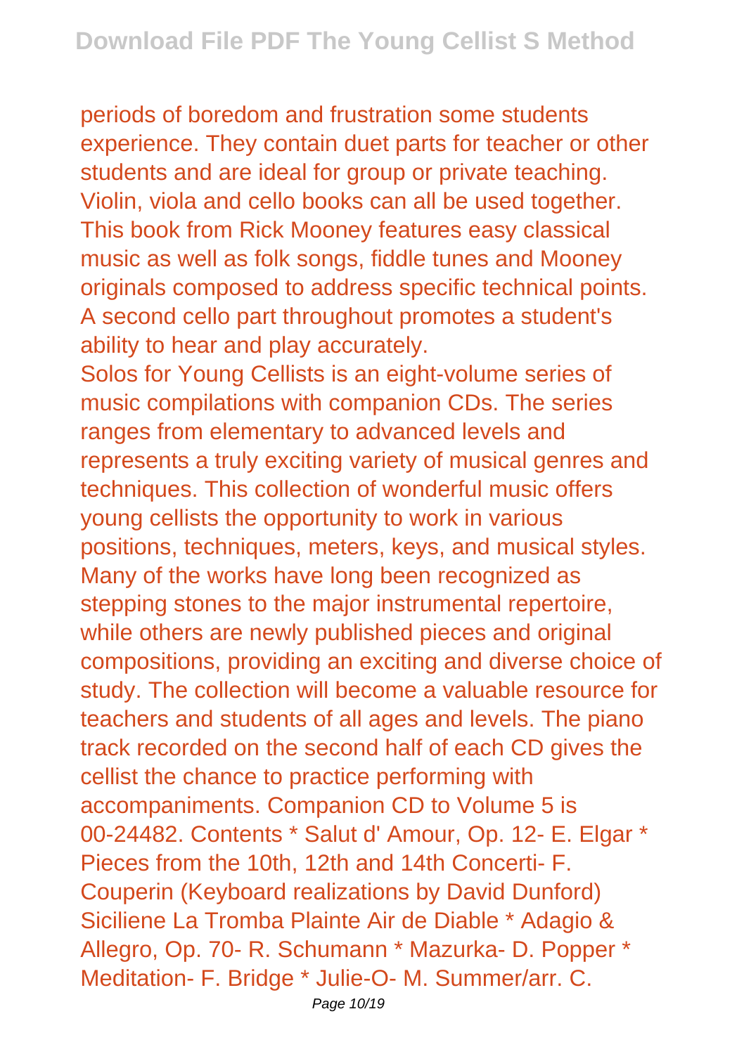periods of boredom and frustration some students experience. They contain duet parts for teacher or other students and are ideal for group or private teaching. Violin, viola and cello books can all be used together. This book from Rick Mooney features easy classical music as well as folk songs, fiddle tunes and Mooney originals composed to address specific technical points. A second cello part throughout promotes a student's ability to hear and play accurately.

Solos for Young Cellists is an eight-volume series of music compilations with companion CDs. The series ranges from elementary to advanced levels and represents a truly exciting variety of musical genres and techniques. This collection of wonderful music offers young cellists the opportunity to work in various positions, techniques, meters, keys, and musical styles. Many of the works have long been recognized as stepping stones to the major instrumental repertoire, while others are newly published pieces and original compositions, providing an exciting and diverse choice of study. The collection will become a valuable resource for teachers and students of all ages and levels. The piano track recorded on the second half of each CD gives the cellist the chance to practice performing with accompaniments. Companion CD to Volume 5 is 00-24482. Contents * Salut d' Amour, Op. 12- E. Elgar * Pieces from the 10th, 12th and 14th Concerti- F. Couperin (Keyboard realizations by David Dunford) Siciliene La Tromba Plainte Air de Diable * Adagio & Allegro, Op. 70- R. Schumann * Mazurka- D. Popper * Meditation- F. Bridge * Julie-O- M. Summer/arr. C.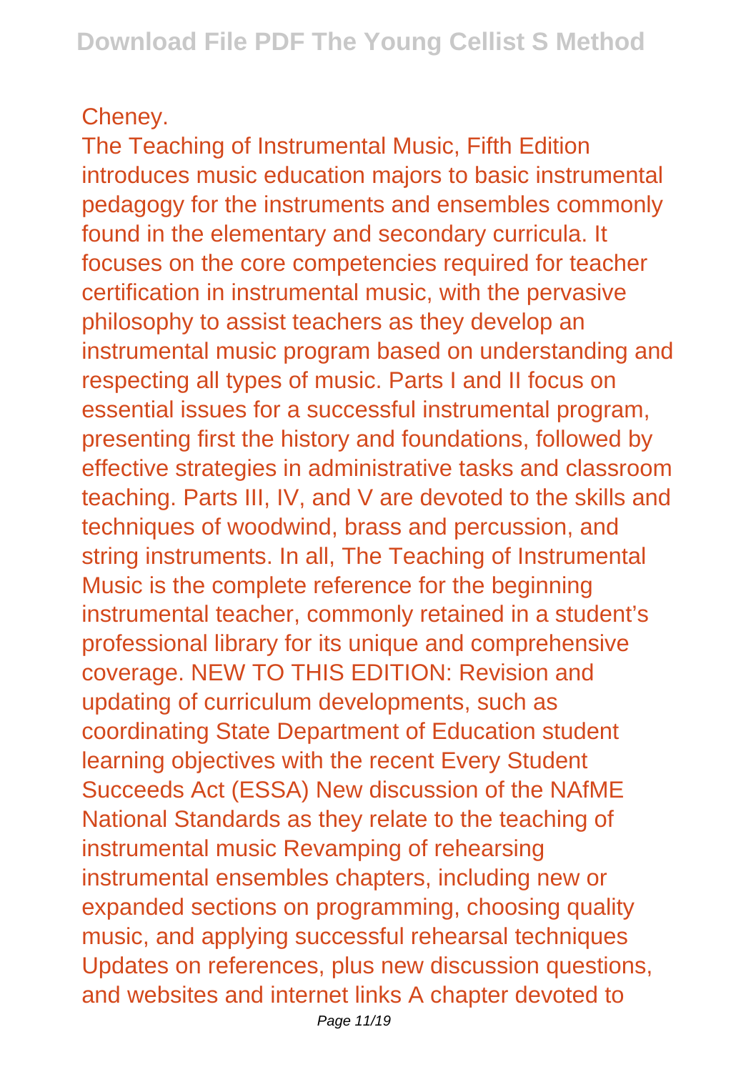Cheney.

The Teaching of Instrumental Music, Fifth Edition introduces music education majors to basic instrumental pedagogy for the instruments and ensembles commonly found in the elementary and secondary curricula. It focuses on the core competencies required for teacher certification in instrumental music, with the pervasive philosophy to assist teachers as they develop an instrumental music program based on understanding and respecting all types of music. Parts I and II focus on essential issues for a successful instrumental program, presenting first the history and foundations, followed by effective strategies in administrative tasks and classroom teaching. Parts III, IV, and V are devoted to the skills and techniques of woodwind, brass and percussion, and string instruments. In all, The Teaching of Instrumental Music is the complete reference for the beginning instrumental teacher, commonly retained in a student's professional library for its unique and comprehensive coverage. NEW TO THIS EDITION: Revision and updating of curriculum developments, such as coordinating State Department of Education student learning objectives with the recent Every Student Succeeds Act (ESSA) New discussion of the NAfME National Standards as they relate to the teaching of instrumental music Revamping of rehearsing instrumental ensembles chapters, including new or expanded sections on programming, choosing quality music, and applying successful rehearsal techniques Updates on references, plus new discussion questions, and websites and internet links A chapter devoted to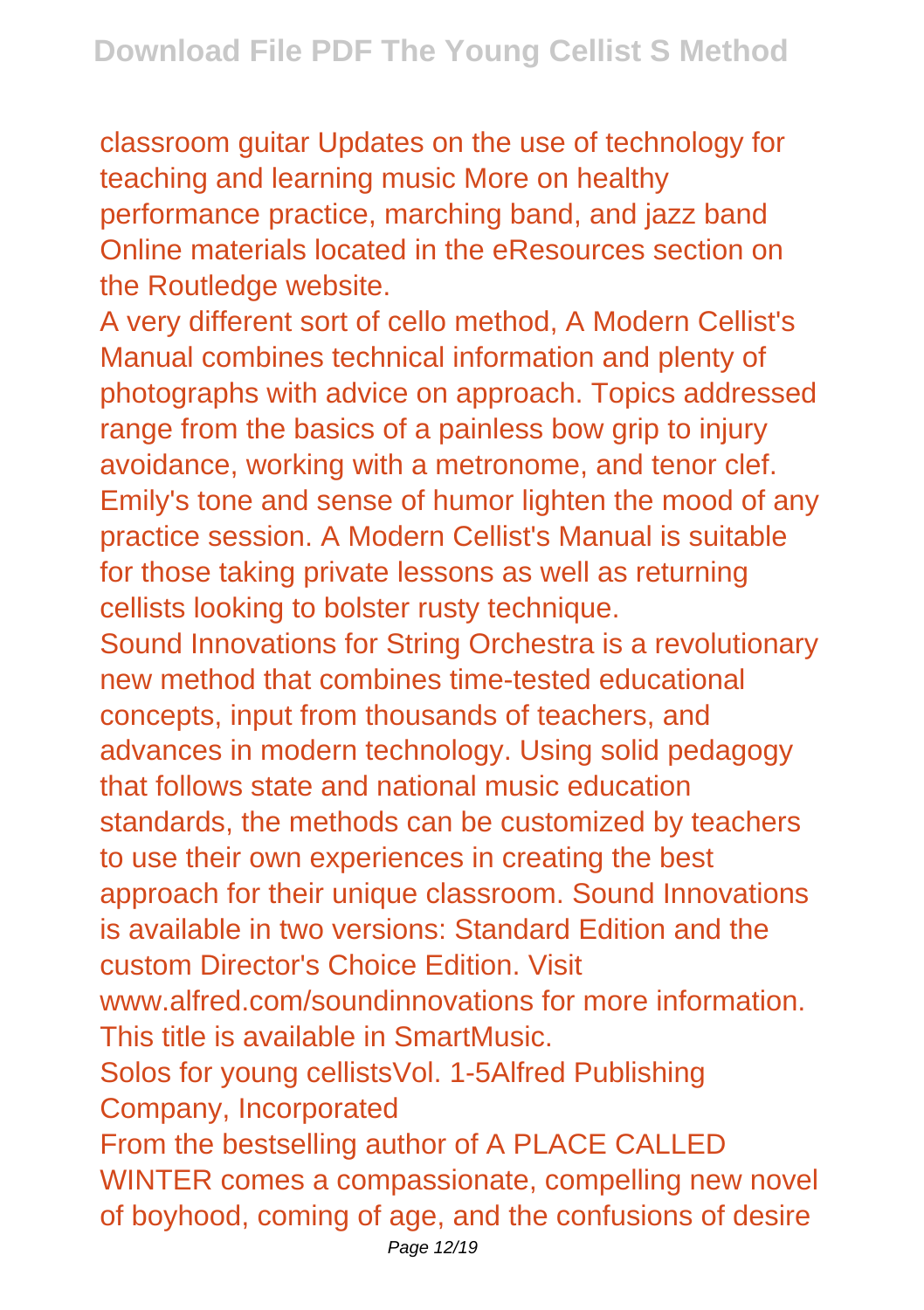classroom guitar Updates on the use of technology for teaching and learning music More on healthy performance practice, marching band, and jazz band Online materials located in the eResources section on the Routledge website.

A very different sort of cello method, A Modern Cellist's Manual combines technical information and plenty of photographs with advice on approach. Topics addressed range from the basics of a painless bow grip to injury avoidance, working with a metronome, and tenor clef. Emily's tone and sense of humor lighten the mood of any practice session. A Modern Cellist's Manual is suitable for those taking private lessons as well as returning cellists looking to bolster rusty technique.

Sound Innovations for String Orchestra is a revolutionary new method that combines time-tested educational concepts, input from thousands of teachers, and advances in modern technology. Using solid pedagogy that follows state and national music education standards, the methods can be customized by teachers to use their own experiences in creating the best approach for their unique classroom. Sound Innovations is available in two versions: Standard Edition and the custom Director's Choice Edition. Visit www.alfred.com/soundinnovations for more information. This title is available in SmartMusic.

Solos for young cellistsVol. 1-5Alfred Publishing Company, Incorporated

From the bestselling author of A PLACE CALLED WINTER comes a compassionate, compelling new novel of boyhood, coming of age, and the confusions of desire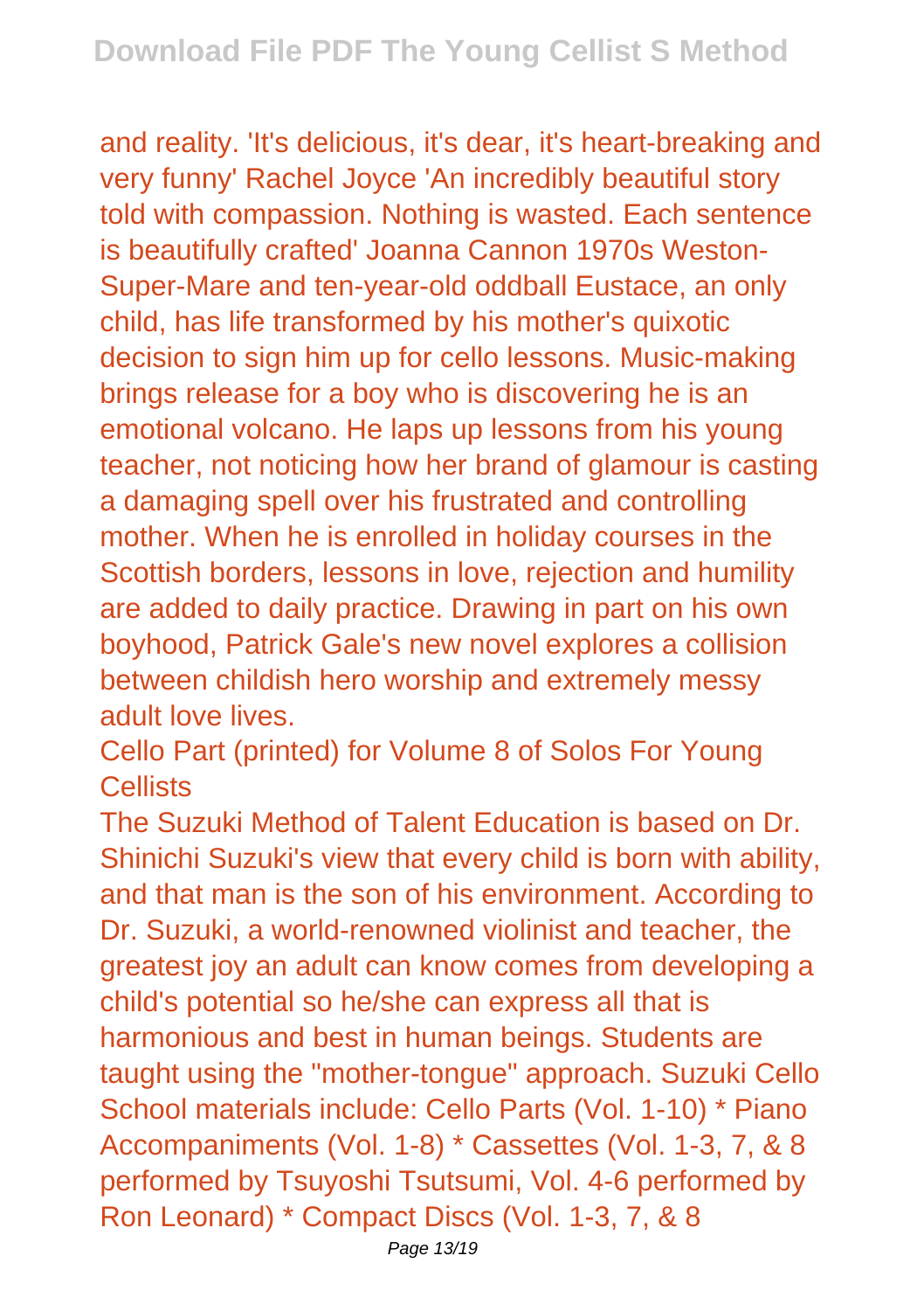and reality. 'It's delicious, it's dear, it's heart-breaking and very funny' Rachel Joyce 'An incredibly beautiful story told with compassion. Nothing is wasted. Each sentence is beautifully crafted' Joanna Cannon 1970s Weston-Super-Mare and ten-year-old oddball Eustace, an only child, has life transformed by his mother's quixotic decision to sign him up for cello lessons. Music-making brings release for a boy who is discovering he is an emotional volcano. He laps up lessons from his young teacher, not noticing how her brand of glamour is casting a damaging spell over his frustrated and controlling mother. When he is enrolled in holiday courses in the Scottish borders, lessons in love, rejection and humility are added to daily practice. Drawing in part on his own boyhood, Patrick Gale's new novel explores a collision between childish hero worship and extremely messy adult love lives.

Cello Part (printed) for Volume 8 of Solos For Young Cellists

The Suzuki Method of Talent Education is based on Dr. Shinichi Suzuki's view that every child is born with ability, and that man is the son of his environment. According to Dr. Suzuki, a world-renowned violinist and teacher, the greatest joy an adult can know comes from developing a child's potential so he/she can express all that is harmonious and best in human beings. Students are taught using the "mother-tongue" approach. Suzuki Cello School materials include: Cello Parts (Vol. 1-10) * Piano Accompaniments (Vol. 1-8) * Cassettes (Vol. 1-3, 7, & 8 performed by Tsuyoshi Tsutsumi, Vol. 4-6 performed by Ron Leonard) * Compact Discs (Vol. 1-3, 7, & 8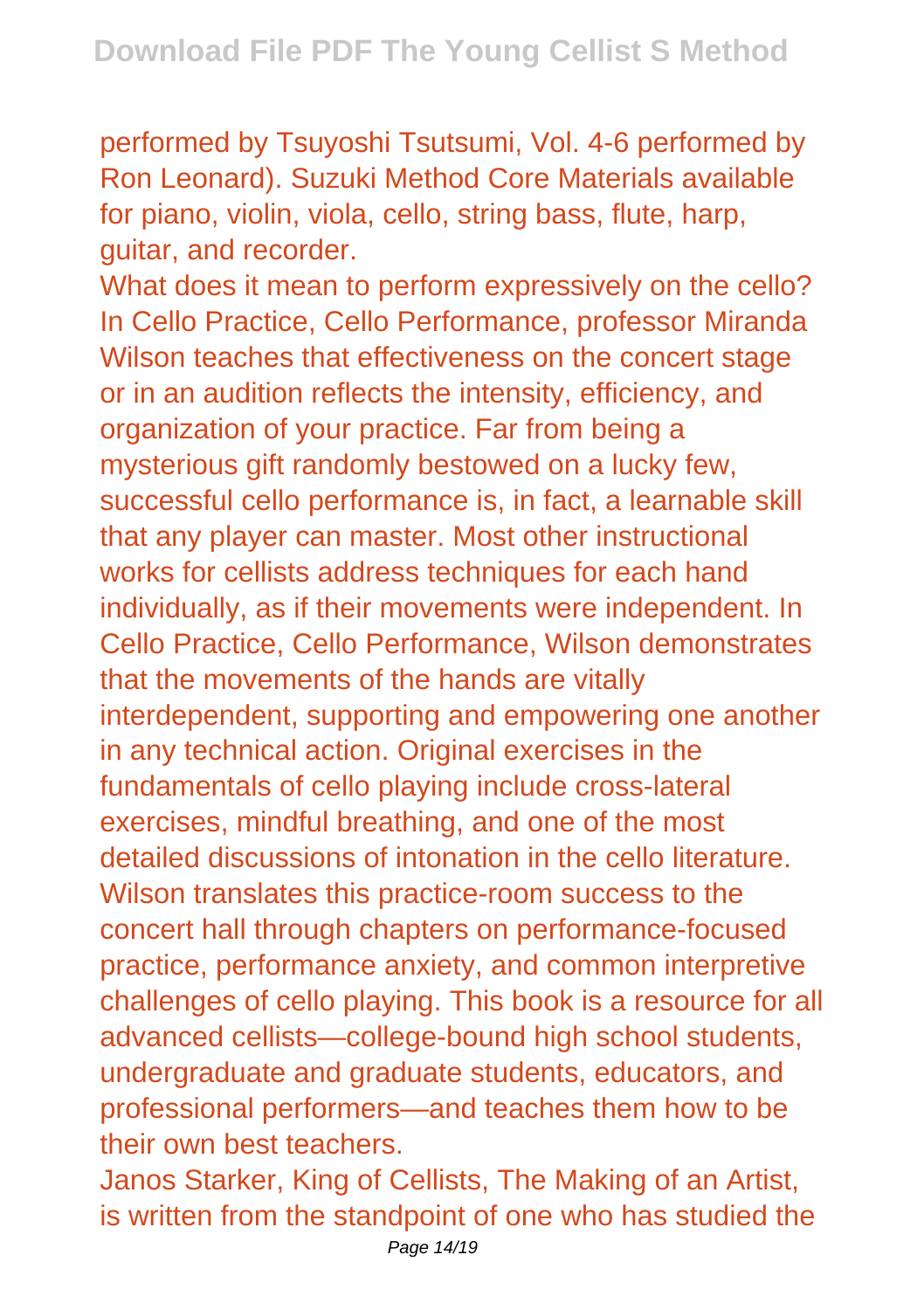performed by Tsuyoshi Tsutsumi, Vol. 4-6 performed by Ron Leonard). Suzuki Method Core Materials available for piano, violin, viola, cello, string bass, flute, harp, guitar, and recorder.

What does it mean to perform expressively on the cello? In Cello Practice, Cello Performance, professor Miranda Wilson teaches that effectiveness on the concert stage or in an audition reflects the intensity, efficiency, and organization of your practice. Far from being a mysterious gift randomly bestowed on a lucky few, successful cello performance is, in fact, a learnable skill that any player can master. Most other instructional works for cellists address techniques for each hand individually, as if their movements were independent. In Cello Practice, Cello Performance, Wilson demonstrates that the movements of the hands are vitally interdependent, supporting and empowering one another in any technical action. Original exercises in the fundamentals of cello playing include cross-lateral exercises, mindful breathing, and one of the most detailed discussions of intonation in the cello literature. Wilson translates this practice-room success to the concert hall through chapters on performance-focused practice, performance anxiety, and common interpretive challenges of cello playing. This book is a resource for all advanced cellists—college-bound high school students, undergraduate and graduate students, educators, and professional performers—and teaches them how to be their own best teachers.

Janos Starker, King of Cellists, The Making of an Artist, is written from the standpoint of one who has studied the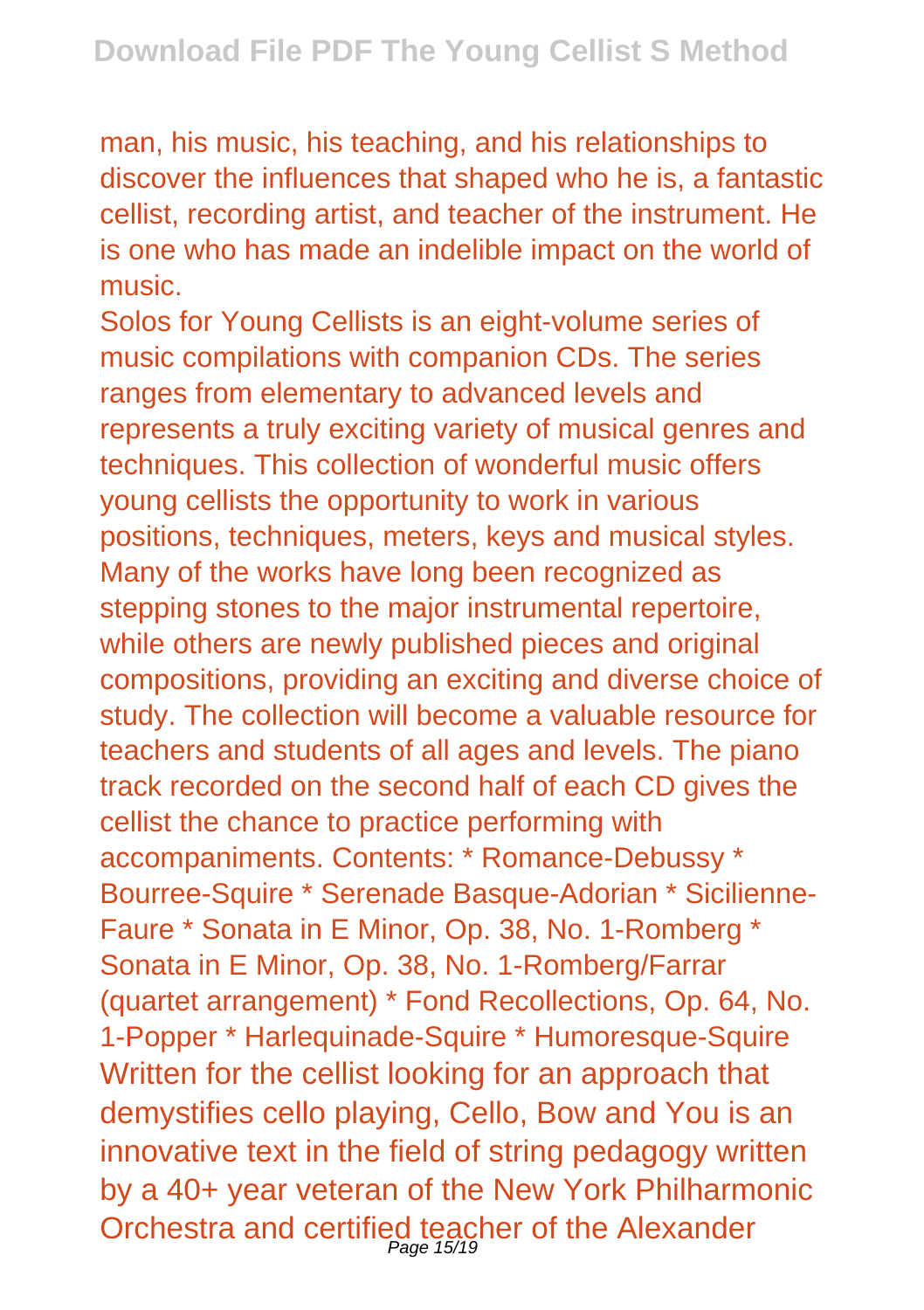man, his music, his teaching, and his relationships to discover the influences that shaped who he is, a fantastic cellist, recording artist, and teacher of the instrument. He is one who has made an indelible impact on the world of music.

Solos for Young Cellists is an eight-volume series of music compilations with companion CDs. The series ranges from elementary to advanced levels and represents a truly exciting variety of musical genres and techniques. This collection of wonderful music offers young cellists the opportunity to work in various positions, techniques, meters, keys and musical styles. Many of the works have long been recognized as stepping stones to the major instrumental repertoire, while others are newly published pieces and original compositions, providing an exciting and diverse choice of study. The collection will become a valuable resource for teachers and students of all ages and levels. The piano track recorded on the second half of each CD gives the cellist the chance to practice performing with accompaniments. Contents: * Romance-Debussy * Bourree-Squire * Serenade Basque-Adorian * Sicilienne-Faure * Sonata in E Minor, Op. 38, No. 1-Romberg * Sonata in E Minor, Op. 38, No. 1-Romberg/Farrar (quartet arrangement) * Fond Recollections, Op. 64, No. 1-Popper * Harlequinade-Squire * Humoresque-Squire

Written for the cellist looking for an approach that demystifies cello playing, Cello, Bow and You is an innovative text in the field of string pedagogy written by a 40+ year veteran of the New York Philharmonic Orchestra and certified teacher of the Alexander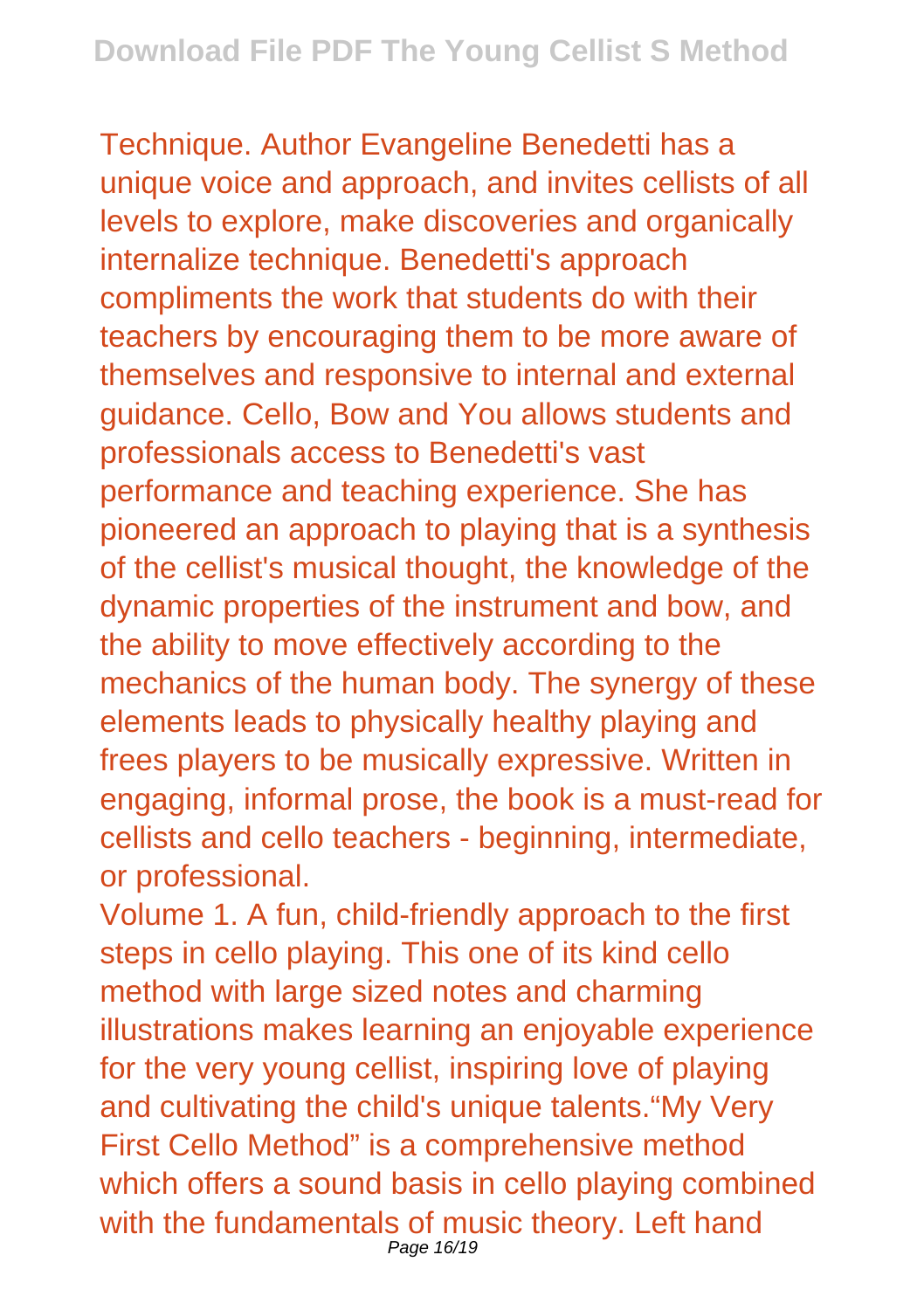Technique. Author Evangeline Benedetti has a unique voice and approach, and invites cellists of all levels to explore, make discoveries and organically internalize technique. Benedetti's approach compliments the work that students do with their teachers by encouraging them to be more aware of themselves and responsive to internal and external guidance. Cello, Bow and You allows students and professionals access to Benedetti's vast performance and teaching experience. She has pioneered an approach to playing that is a synthesis of the cellist's musical thought, the knowledge of the dynamic properties of the instrument and bow, and the ability to move effectively according to the mechanics of the human body. The synergy of these elements leads to physically healthy playing and frees players to be musically expressive. Written in engaging, informal prose, the book is a must-read for cellists and cello teachers - beginning, intermediate, or professional.

Volume 1. A fun, child-friendly approach to the first steps in cello playing. This one of its kind cello method with large sized notes and charming illustrations makes learning an enjoyable experience for the very young cellist, inspiring love of playing and cultivating the child's unique talents."My Very First Cello Method" is a comprehensive method which offers a sound basis in cello playing combined with the fundamentals of music theory. Left hand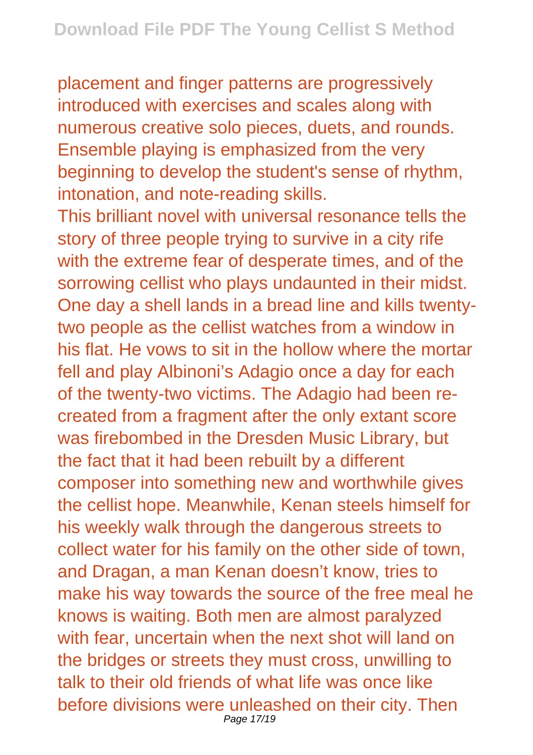placement and finger patterns are progressively introduced with exercises and scales along with numerous creative solo pieces, duets, and rounds. Ensemble playing is emphasized from the very beginning to develop the student's sense of rhythm, intonation, and note-reading skills.

This brilliant novel with universal resonance tells the story of three people trying to survive in a city rife with the extreme fear of desperate times, and of the sorrowing cellist who plays undaunted in their midst. One day a shell lands in a bread line and kills twenty-two people as the cellist watches from a window in his flat. He vows to sit in the hollow where the mortar fell and play Albinoni's Adagio once a day for each of the twenty-two victims. The Adagio had been re-created from a fragment after the only extant score was firebombed in the Dresden Music Library, but the fact that it had been rebuilt by a different composer into something new and worthwhile gives the cellist hope. Meanwhile, Kenan steels himself for his weekly walk through the dangerous streets to collect water for his family on the other side of town, and Dragan, a man Kenan doesn't know, tries to make his way towards the source of the free meal he knows is waiting. Both men are almost paralyzed with fear, uncertain when the next shot will land on the bridges or streets they must cross, unwilling to talk to their old friends of what life was once like before divisions were unleashed on their city. Then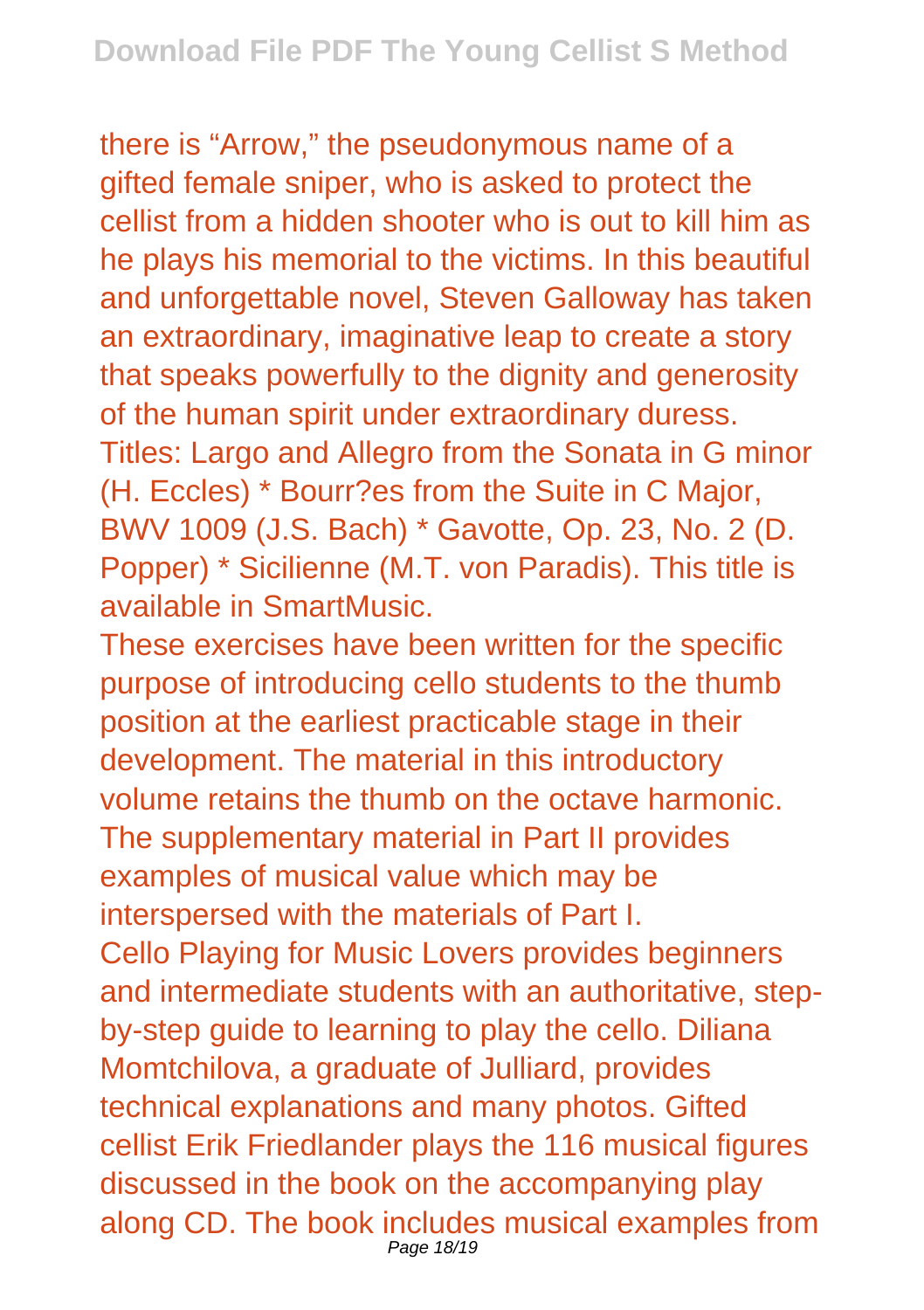there is "Arrow," the pseudonymous name of a gifted female sniper, who is asked to protect the cellist from a hidden shooter who is out to kill him as he plays his memorial to the victims. In this beautiful and unforgettable novel, Steven Galloway has taken an extraordinary, imaginative leap to create a story that speaks powerfully to the dignity and generosity of the human spirit under extraordinary duress.

Titles: Largo and Allegro from the Sonata in G minor (H. Eccles) * Bourr?es from the Suite in C Major, BWV 1009 (J.S. Bach) * Gavotte, Op. 23, No. 2 (D. Popper) * Sicilienne (M.T. von Paradis). This title is available in SmartMusic.

These exercises have been written for the specific purpose of introducing cello students to the thumb position at the earliest practicable stage in their development. The material in this introductory volume retains the thumb on the octave harmonic. The supplementary material in Part II provides examples of musical value which may be interspersed with the materials of Part I.

Cello Playing for Music Lovers provides beginners and intermediate students with an authoritative, step-by-step guide to learning to play the cello. Diliana Momtchilova, a graduate of Julliard, provides technical explanations and many photos. Gifted cellist Erik Friedlander plays the 116 musical figures discussed in the book on the accompanying play along CD. The book includes musical examples from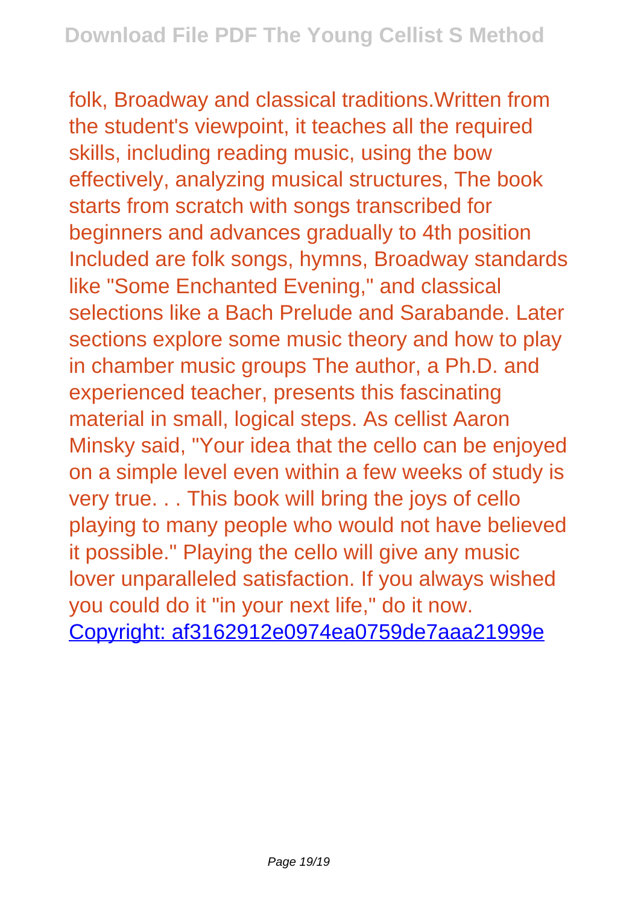folk, Broadway and classical traditions.Written from the student's viewpoint, it teaches all the required skills, including reading music, using the bow effectively, analyzing musical structures, The book starts from scratch with songs transcribed for beginners and advances gradually to 4th position Included are folk songs, hymns, Broadway standards like "Some Enchanted Evening," and classical selections like a Bach Prelude and Sarabande. Later sections explore some music theory and how to play in chamber music groups The author, a Ph.D. and experienced teacher, presents this fascinating material in small, logical steps. As cellist Aaron Minsky said, "Your idea that the cello can be enjoyed on a simple level even within a few weeks of study is very true. . . This book will bring the joys of cello playing to many people who would not have believed it possible." Playing the cello will give any music lover unparalleled satisfaction. If you always wished you could do it "in your next life," do it now.

Copyright: af3162912e0974ea0759de7aaa21999e